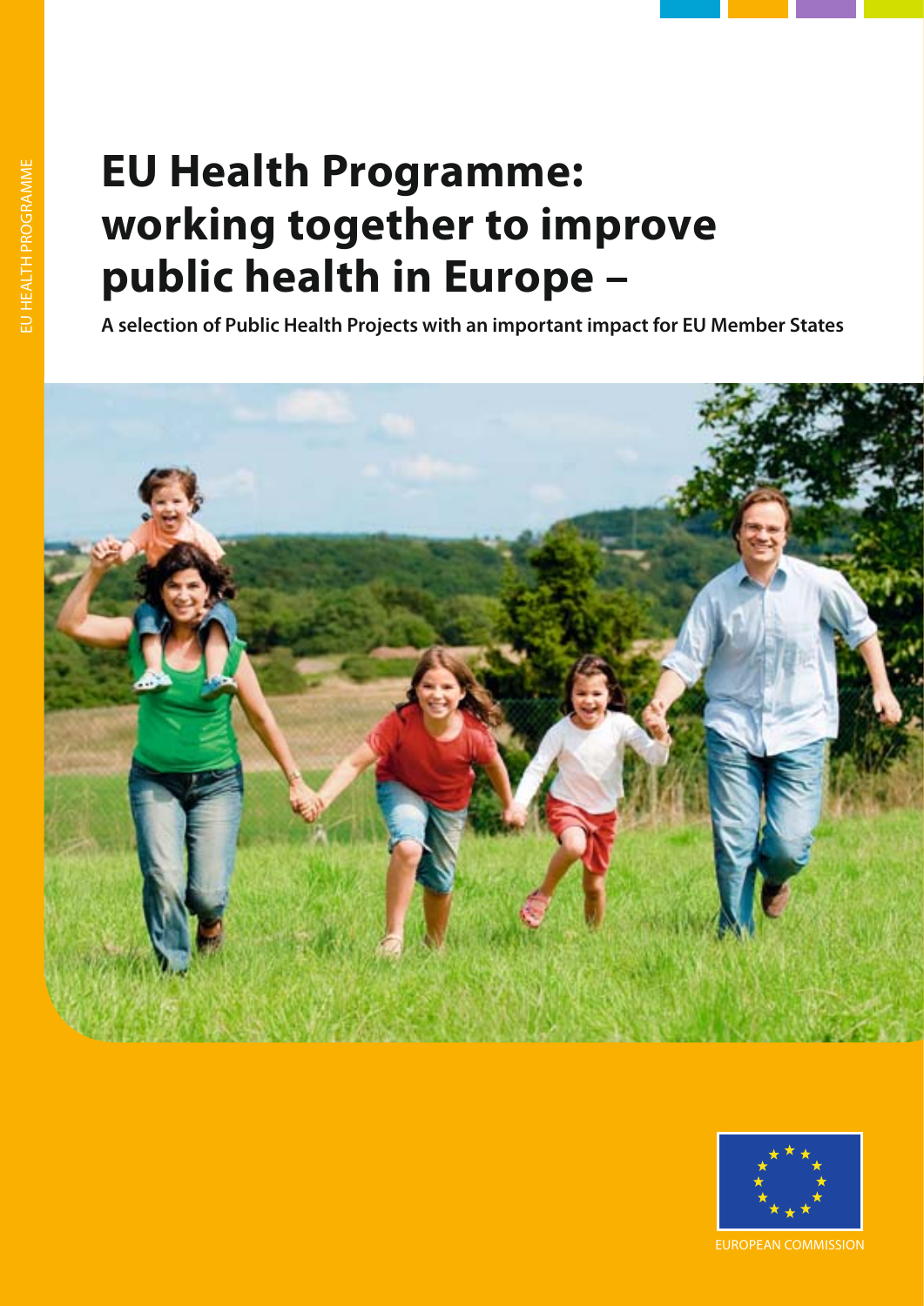# EU Health Programme: working together to improve public health in Europe –

**A selection of Public Health Projects with an important impact for EU Member States**

EUROPEAN COMMISSION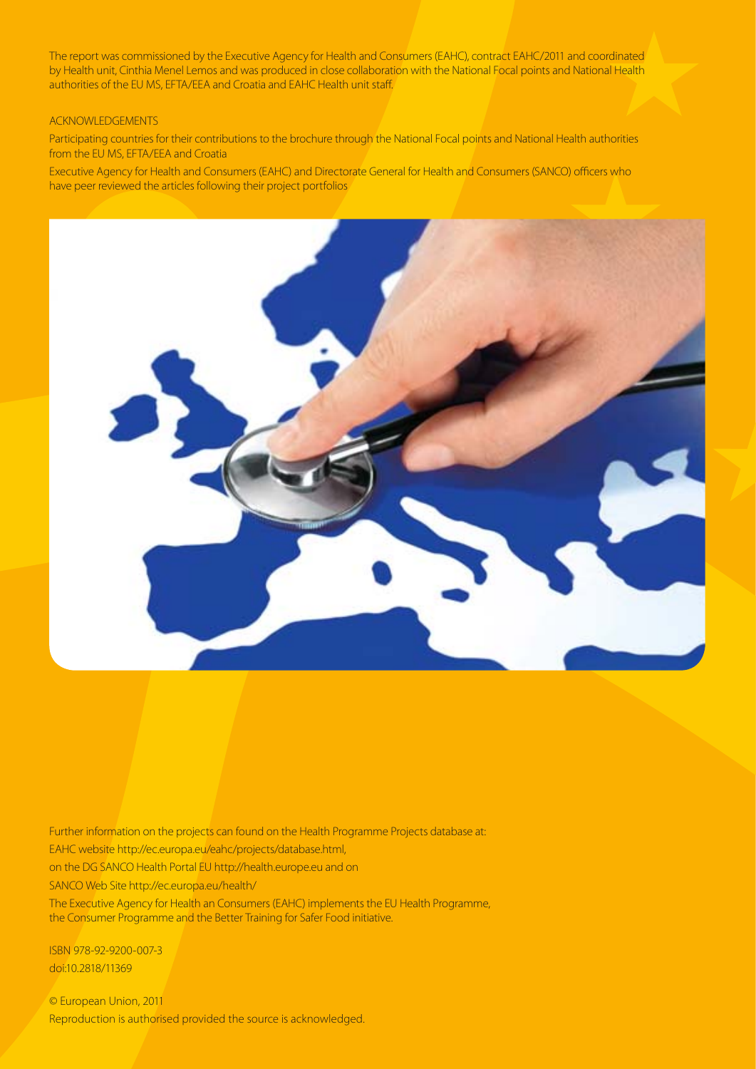The report was commissioned by the Executive Agency for Health and Consumers (EAHC), contract EAHC/2011 and coordinated by Health unit, Cinthia Menel Lemos and was produced in close collaboration with the National Focal points and National Health authorities of the EU MS, EFTA/EEA and Croatia and EAHC Health unit staff.

ACKNOWLEDGEMENTS

Participating countries for their contributions to the brochure through the National Focal points and National Health authorities from the EU MS, EFTA/EEA and Croatia

Executive Agency for Health and Consumers (EAHC) and Directorate General for Health and Consumers (SANCO) officers who have peer reviewed the articles following their project portfolios

Further information on the projects can found on the Health Programme Projects database at:

EAHC website http://ec.europa.eu/eahc/projects/database.html,

on the DG SANCO Health Portal EU http://health.europe.eu and on

SANCO Web Site http://ec.europa.eu/health/

The Executive Agency for Health an Consumers (EAHC) implements the EU Health Programme, the Consumer Programme and the Better Training for Safer Food initiative.

ISBN 978-92-9200-007-3

doi:10.2818/11369

© European Union, 2011

Reproduction is authorised provided the source is acknowledged.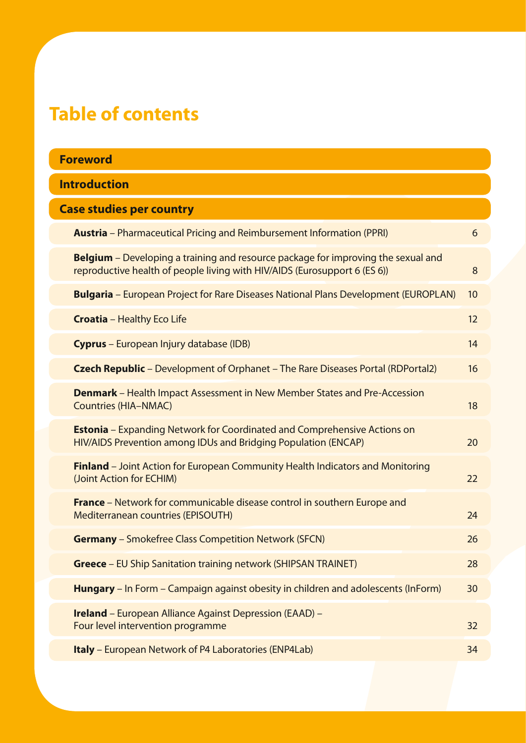# Table of contents

**Foreword**

**Introduction**

**Case studies per country**

| | |
|---|---|
| **Austria** – Pharmaceutical Pricing and Reimbursement Information (PPRI) | 6 |
| **Belgium** – Developing a training and resource package for improving the sexual and reproductive health of people living with HIV/AIDS (Eurosupport 6 (ES 6)) | 8 |
| **Bulgaria** – European Project for Rare Diseases National Plans Development (EUROPLAN) | 10 |
| **Croatia** – Healthy Eco Life | 12 |
| **Cyprus** – European Injury database (IDB) | 14 |
| **Czech Republic** – Development of Orphanet – The Rare Diseases Portal (RDPortal2) | 16 |
| **Denmark** – Health Impact Assessment in New Member States and Pre-Accession Countries (HIA–NMAC) | 18 |
| **Estonia** – Expanding Network for Coordinated and Comprehensive Actions on HIV/AIDS Prevention among IDUs and Bridging Population (ENCAP) | 20 |
| **Finland** – Joint Action for European Community Health Indicators and Monitoring (Joint Action for ECHIM) | 22 |
| **France** – Network for communicable disease control in southern Europe and Mediterranean countries (EPISOUTH) | 24 |
| **Germany** – Smokefree Class Competition Network (SFCN) | 26 |
| **Greece** – EU Ship Sanitation training network (SHIPSAN TRAINET) | 28 |
| **Hungary** – In Form – Campaign against obesity in children and adolescents (InForm) | 30 |
| **Ireland** – European Alliance Against Depression (EAAD) – Four level intervention programme | 32 |
| **Italy** – European Network of P4 Laboratories (ENP4Lab) | 34 |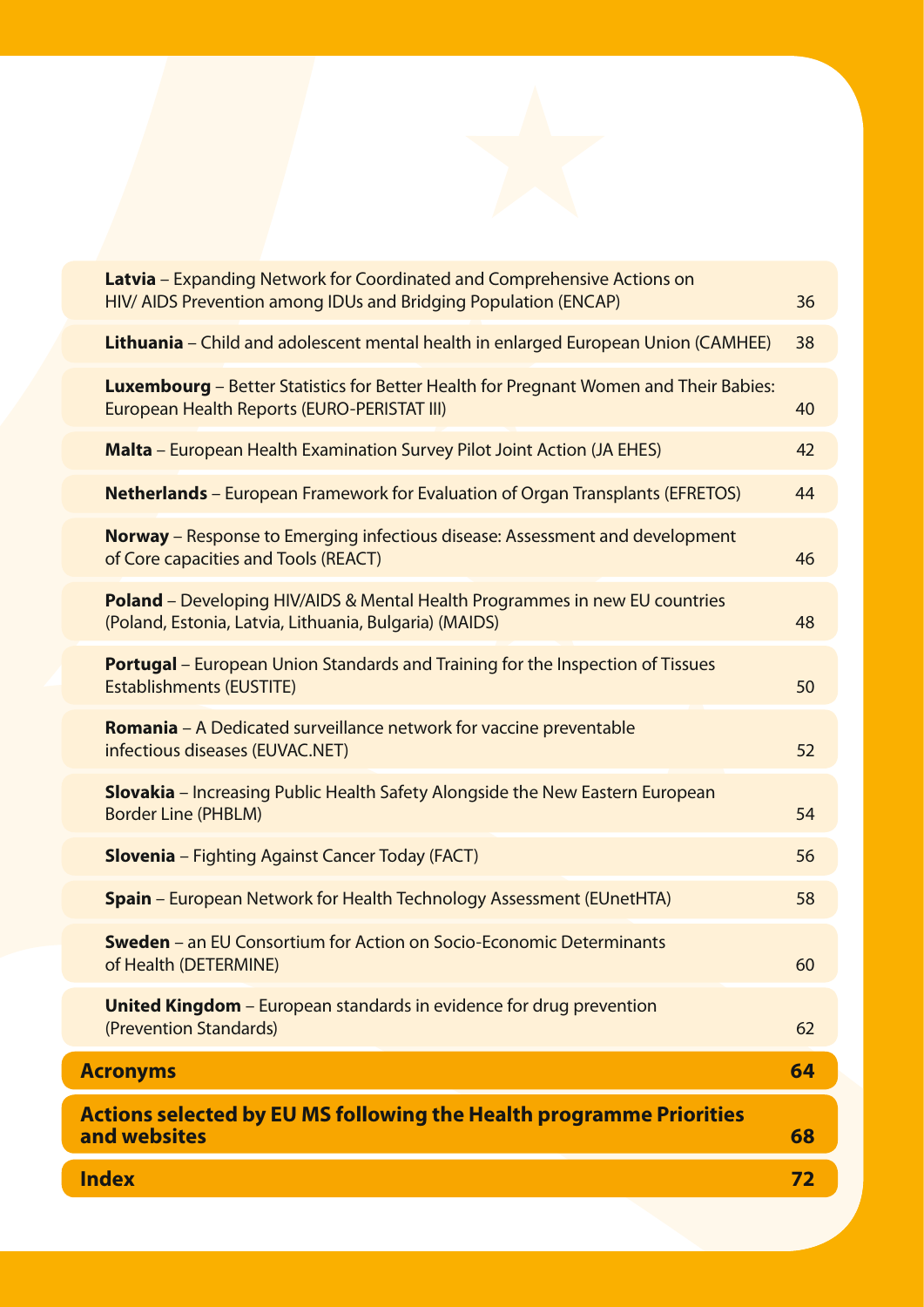**Latvia** – Expanding Network for Coordinated and Comprehensive Actions on HIV/ AIDS Prevention among IDUs and Bridging Population (ENCAP) 36

**Lithuania** – Child and adolescent mental health in enlarged European Union (CAMHEE) 38

**Luxembourg** – Better Statistics for Better Health for Pregnant Women and Their Babies: European Health Reports (EURO-PERISTAT III) 40

**Malta** – European Health Examination Survey Pilot Joint Action (JA EHES) 42

**Netherlands** – European Framework for Evaluation of Organ Transplants (EFRETOS) 44

**Norway** – Response to Emerging infectious disease: Assessment and development of Core capacities and Tools (REACT) 46

**Poland** – Developing HIV/AIDS & Mental Health Programmes in new EU countries (Poland, Estonia, Latvia, Lithuania, Bulgaria) (MAIDS) 48

**Portugal** – European Union Standards and Training for the Inspection of Tissues Establishments (EUSTITE) 50

**Romania** – A Dedicated surveillance network for vaccine preventable infectious diseases (EUVAC.NET) 52

**Slovakia** – Increasing Public Health Safety Alongside the New Eastern European Border Line (PHBLM) 54

**Slovenia** – Fighting Against Cancer Today (FACT) 56

**Spain** – European Network for Health Technology Assessment (EUnetHTA) 58

**Sweden** – an EU Consortium for Action on Socio-Economic Determinants of Health (DETERMINE) 60

**United Kingdom** – European standards in evidence for drug prevention (Prevention Standards) 62

**Acronyms 64**

**Actions selected by EU MS following the Health programme Priorities and websites 68**

**Index 72**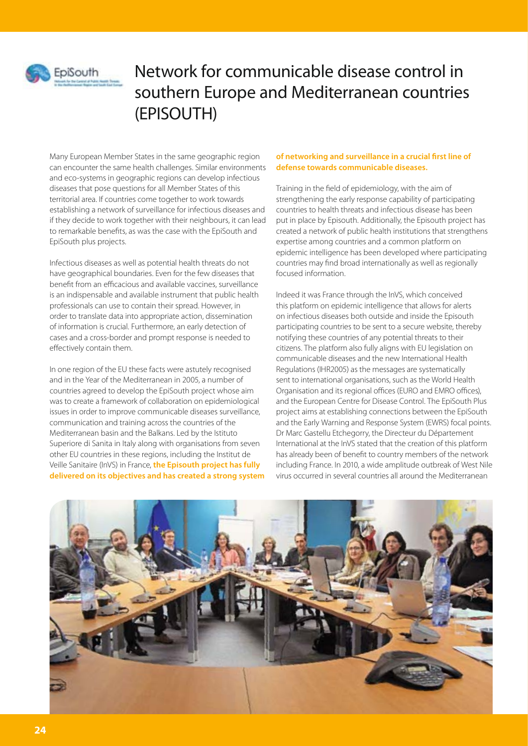# Network for communicable disease control in southern Europe and Mediterranean countries (EPISOUTH)

Many European Member States in the same geographic region can encounter the same health challenges. Similar environments and eco-systems in geographic regions can develop infectious diseases that pose questions for all Member States of this territorial area. If countries come together to work towards establishing a network of surveillance for infectious diseases and if they decide to work together with their neighbours, it can lead to remarkable benefits, as was the case with the EpiSouth and EpiSouth plus projects.

Infectious diseases as well as potential health threats do not have geographical boundaries. Even for the few diseases that benefit from an efficacious and available vaccines, surveillance is an indispensable and available instrument that public health professionals can use to contain their spread. However, in order to translate data into appropriate action, dissemination of information is crucial. Furthermore, an early detection of cases and a cross-border and prompt response is needed to effectively contain them.

In one region of the EU these facts were astutely recognised and in the Year of the Mediterranean in 2005, a number of countries agreed to develop the EpiSouth project whose aim was to create a framework of collaboration on epidemiological issues in order to improve communicable diseases surveillance, communication and training across the countries of the Mediterranean basin and the Balkans. Led by the Istituto Superiore di Sanita in Italy along with organisations from seven other EU countries in these regions, including the Institut de Veille Sanitaire (InVS) in France, **the Episouth project has fully delivered on its objectives and has created a strong system of networking and surveillance in a crucial first line of defense towards communicable diseases.**

Training in the field of epidemiology, with the aim of strengthening the early response capability of participating countries to health threats and infectious disease has been put in place by Episouth. Additionally, the Episouth project has created a network of public health institutions that strengthens expertise among countries and a common platform on epidemic intelligence has been developed where participating countries may find broad internationally as well as regionally focused information.

Indeed it was France through the InVS, which conceived this platform on epidemic intelligence that allows for alerts on infectious diseases both outside and inside the Episouth participating countries to be sent to a secure website, thereby notifying these countries of any potential threats to their citizens. The platform also fully aligns with EU legislation on communicable diseases and the new International Health Regulations (IHR2005) as the messages are systematically sent to international organisations, such as the World Health Organisation and its regional offices (EURO and EMRO offices), and the European Centre for Disease Control. The EpiSouth Plus project aims at establishing connections between the EpiSouth and the Early Warning and Response System (EWRS) focal points. Dr Marc Gastellu Etchegorry, the Directeur du Département International at the InVS stated that the creation of this platform has already been of benefit to country members of the network including France. In 2010, a wide amplitude outbreak of West Nile virus occurred in several countries all around the Mediterranean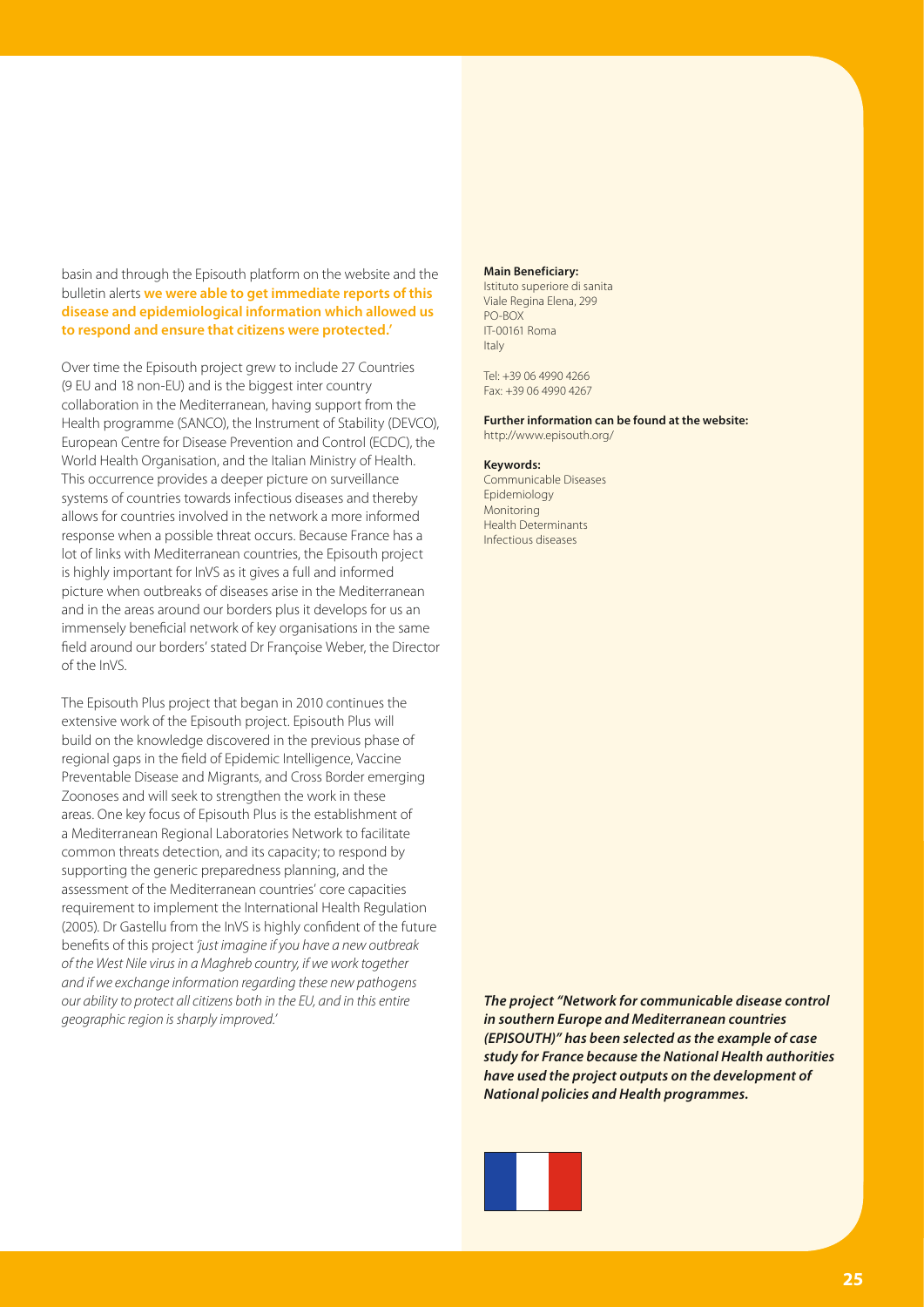basin and through the Episouth platform on the website and the bulletin alerts **we were able to get immediate reports of this disease and epidemiological information which allowed us to respond and ensure that citizens were protected.'**

Over time the Episouth project grew to include 27 Countries (9 EU and 18 non-EU) and is the biggest inter country collaboration in the Mediterranean, having support from the Health programme (SANCO), the Instrument of Stability (DEVCO), European Centre for Disease Prevention and Control (ECDC), the World Health Organisation, and the Italian Ministry of Health. This occurrence provides a deeper picture on surveillance systems of countries towards infectious diseases and thereby allows for countries involved in the network a more informed response when a possible threat occurs. Because France has a lot of links with Mediterranean countries, the Episouth project is highly important for InVS as it gives a full and informed picture when outbreaks of diseases arise in the Mediterranean and in the areas around our borders plus it develops for us an immensely beneficial network of key organisations in the same field around our borders' stated Dr Françoise Weber, the Director of the InVS.

The Episouth Plus project that began in 2010 continues the extensive work of the Episouth project. Episouth Plus will build on the knowledge discovered in the previous phase of regional gaps in the field of Epidemic Intelligence, Vaccine Preventable Disease and Migrants, and Cross Border emerging Zoonoses and will seek to strengthen the work in these areas. One key focus of Episouth Plus is the establishment of a Mediterranean Regional Laboratories Network to facilitate common threats detection, and its capacity; to respond by supporting the generic preparedness planning, and the assessment of the Mediterranean countries' core capacities requirement to implement the International Health Regulation (2005). Dr Gastellu from the InVS is highly confident of the future benefits of this project *'just imagine if you have a new outbreak of the West Nile virus in a Maghreb country, if we work together and if we exchange information regarding these new pathogens our ability to protect all citizens both in the EU, and in this entire geographic region is sharply improved.'*

**Main Beneficiary:**
Istituto superiore di sanita
Viale Regina Elena, 299
PO-BOX
IT-00161 Roma
Italy

Tel: +39 06 4990 4266
Fax: +39 06 4990 4267

**Further information can be found at the website:**
http://www.episouth.org/

**Keywords:**
Communicable Diseases
Epidemiology
Monitoring
Health Determinants
Infectious diseases

***The project "Network for communicable disease control in southern Europe and Mediterranean countries (EPISOUTH)" has been selected as the example of case study for France because the National Health authorities have used the project outputs on the development of National policies and Health programmes.***